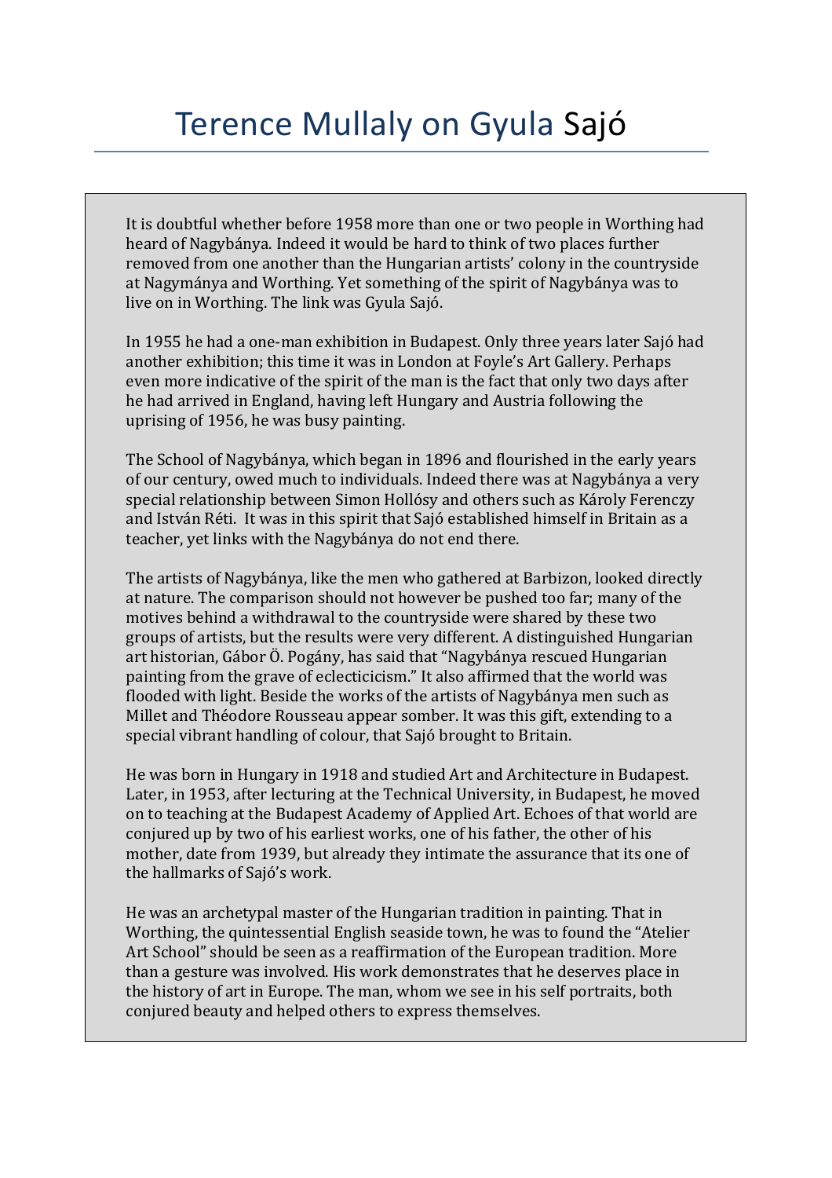# Terence Mullaly on Gyula Sajó

It is doubtful whether before 1958 more than one or two people in Worthing had heard of Nagybánya. Indeed it would be hard to think of two places further removed from one another than the Hungarian artists' colony in the countryside at Nagymánya and Worthing. Yet something of the spirit of Nagybánya was to live on in Worthing. The link was Gyula Sajó.

In 1955 he had a one-man exhibition in Budapest. Only three years later Sajó had another exhibition; this time it was in London at Foyle's Art Gallery. Perhaps even more indicative of the spirit of the man is the fact that only two days after he had arrived in England, having left Hungary and Austria following the uprising of 1956, he was busy painting.

The School of Nagybánya, which began in 1896 and flourished in the early years of our century, owed much to individuals. Indeed there was at Nagybánya a very special relationship between Simon Hollósy and others such as Károly Ferenczy and István Réti. It was in this spirit that Sajó established himself in Britain as a teacher, yet links with the Nagybánya do not end there.

The artists of Nagybánya, like the men who gathered at Barbizon, looked directly at nature. The comparison should not however be pushed too far; many of the motives behind a withdrawal to the countryside were shared by these two groups of artists, but the results were very different. A distinguished Hungarian art historian, Gábor Ö. Pogány, has said that "Nagybánya rescued Hungarian painting from the grave of eclecticicism." It also affirmed that the world was flooded with light. Beside the works of the artists of Nagybánya men such as Millet and Théodore Rousseau appear somber. It was this gift, extending to a special vibrant handling of colour, that Sajó brought to Britain.

He was born in Hungary in 1918 and studied Art and Architecture in Budapest. Later, in 1953, after lecturing at the Technical University, in Budapest, he moved on to teaching at the Budapest Academy of Applied Art. Echoes of that world are conjured up by two of his earliest works, one of his father, the other of his mother, date from 1939, but already they intimate the assurance that its one of the hallmarks of Sajó's work.

He was an archetypal master of the Hungarian tradition in painting. That in Worthing, the quintessential English seaside town, he was to found the "Atelier Art School" should be seen as a reaffirmation of the European tradition. More than a gesture was involved. His work demonstrates that he deserves place in the history of art in Europe. The man, whom we see in his self portraits, both conjured beauty and helped others to express themselves.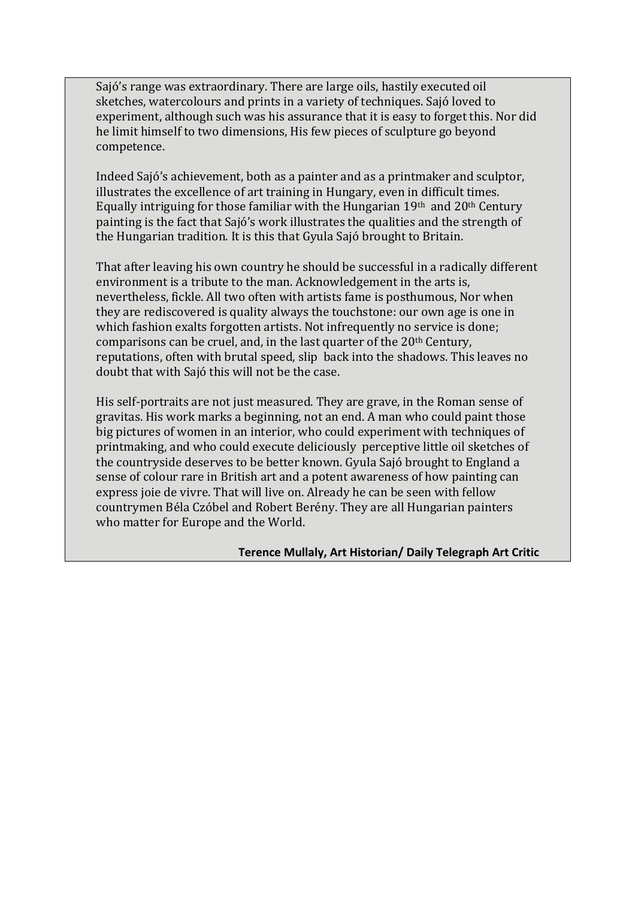Sajó's range was extraordinary. There are large oils, hastily executed oil sketches, watercolours and prints in a variety of techniques. Sajó loved to experiment, although such was his assurance that it is easy to forget this. Nor did he limit himself to two dimensions, His few pieces of sculpture go beyond competence.

Indeed Sajó's achievement, both as a painter and as a printmaker and sculptor, illustrates the excellence of art training in Hungary, even in difficult times. Equally intriguing for those familiar with the Hungarian 19th and 20th Century painting is the fact that Sajó's work illustrates the qualities and the strength of the Hungarian tradition. It is this that Gyula Sajó brought to Britain.

That after leaving his own country he should be successful in a radically different environment is a tribute to the man. Acknowledgement in the arts is, nevertheless, fickle. All two often with artists fame is posthumous, Nor when they are rediscovered is quality always the touchstone: our own age is one in which fashion exalts forgotten artists. Not infrequently no service is done; comparisons can be cruel, and, in the last quarter of the 20th Century, reputations, often with brutal speed, slip back into the shadows. This leaves no doubt that with Sajó this will not be the case.

His self-portraits are not just measured. They are grave, in the Roman sense of gravitas. His work marks a beginning, not an end. A man who could paint those big pictures of women in an interior, who could experiment with techniques of printmaking, and who could execute deliciously perceptive little oil sketches of the countryside deserves to be better known. Gyula Sajó brought to England a sense of colour rare in British art and a potent awareness of how painting can express joie de vivre. That will live on. Already he can be seen with fellow countrymen Béla Czóbel and Robert Berény. They are all Hungarian painters who matter for Europe and the World.

**Terence Mullaly, Art Historian/ Daily Telegraph Art Critic**